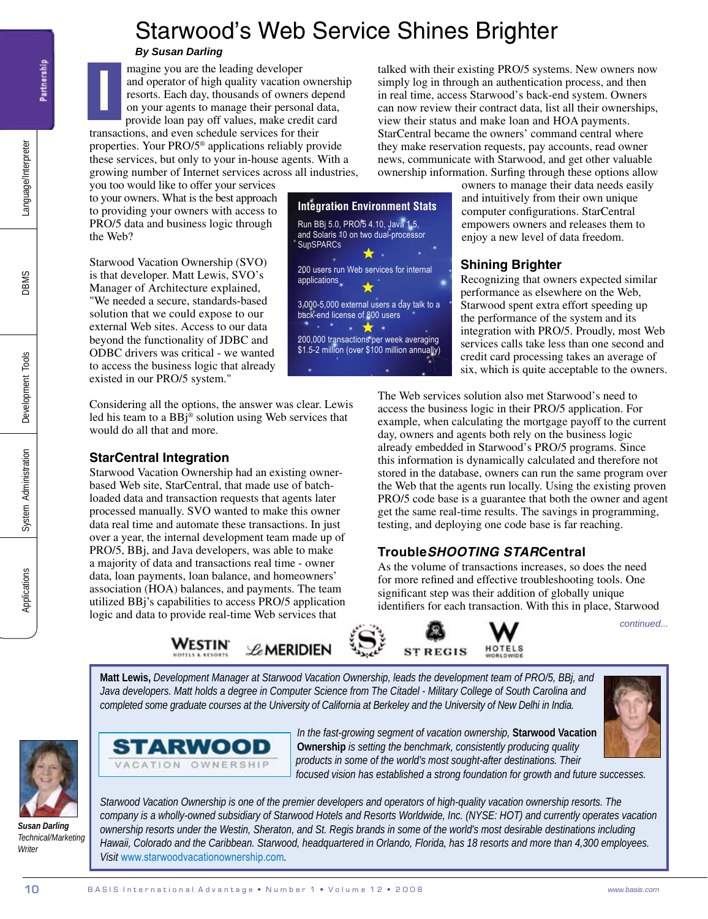# Starwood's Web Service Shines Brighter

***By Susan Darling***

Imagine you are the leading developer and operator of high quality vacation ownership resorts. Each day, thousands of owners depend on your agents to manage their personal data, provide loan pay off values, make credit card transactions, and even schedule services for their properties. Your PRO/5® applications reliably provide these services, but only to your in-house agents. With a growing number of Internet services across all industries, you too would like to offer your services to your owners. What is the best approach to providing your owners with access to PRO/5 data and business logic through the Web?

Starwood Vacation Ownership (SVO) is that developer. Matt Lewis, SVO's Manager of Architecture explained, "We needed a secure, standards-based solution that we could expose to our external Web sites. Access to our data beyond the functionality of JDBC and ODBC drivers was critical - we wanted to access the business logic that already existed in our PRO/5 system."

Considering all the options, the answer was clear. Lewis led his team to a BBj® solution using Web services that would do all that and more.

## StarCentral Integration

Starwood Vacation Ownership had an existing owner-based Web site, StarCentral, that made use of batch-loaded data and transaction requests that agents later processed manually. SVO wanted to make this owner data real time and automate these transactions. In just over a year, the internal development team made up of PRO/5, BBj, and Java developers, was able to make a majority of data and transactions real time - owner data, loan payments, loan balance, and homeowners' association (HOA) balances, and payments. The team utilized BBj's capabilities to access PRO/5 application logic and data to provide real-time Web services that talked with their existing PRO/5 systems. New owners now simply log in through an authentication process, and then in real time, access Starwood's back-end system. Owners can now review their contract data, list all their ownerships, view their status and make loan and HOA payments. StarCentral became the owners' command central where they make reservation requests, pay accounts, read owner news, communicate with Starwood, and get other valuable ownership information. Surfing through these options allow owners to manage their data needs easily and intuitively from their own unique computer configurations. StarCentral empowers owners and releases them to enjoy a new level of data freedom.

> **Integration Environment Stats**
>
> Run BBj 5.0, PRO/5 4.10, Java 1.5, and Solaris 10 on two dual-processor SunSPARCs
>
> 200 users run Web services for internal applications
>
> 3,000-5,000 external users a day talk to a back-end license of 800 users
>
> 200,000 transactions per week averaging $1.5-2 million (over $100 million annually)

## Shining Brighter

Recognizing that owners expected similar performance as elsewhere on the Web, Starwood spent extra effort speeding up the performance of the system and its integration with PRO/5. Proudly, most Web services calls take less than one second and credit card processing takes an average of six, which is quite acceptable to the owners.

The Web services solution also met Starwood's need to access the business logic in their PRO/5 application. For example, when calculating the mortgage payoff to the current day, owners and agents both rely on the business logic already embedded in Starwood's PRO/5 programs. Since this information is dynamically calculated and therefore not stored in the database, owners can run the same program over the Web that the agents run locally. Using the existing proven PRO/5 code base is a guarantee that both the owner and agent get the same real-time results. The savings in programming, testing, and deploying one code base is far reaching.

## Trouble*SHOOTING STAR*Central

As the volume of transactions increases, so does the need for more refined and effective troubleshooting tools. One significant step was their addition of globally unique identifiers for each transaction. With this in place, Starwood

*continued...*

WESTIN HOTELS & RESORTS · Le MERIDIEN · Sheraton · ST REGIS · W HOTELS WORLDWIDE

**Matt Lewis,** *Development Manager at Starwood Vacation Ownership, leads the development team of PRO/5, BBj, and Java developers. Matt holds a degree in Computer Science from The Citadel - Military College of South Carolina and completed some graduate courses at the University of California at Berkeley and the University of New Delhi in India.*

STARWOOD VACATION OWNERSHIP

*In the fast-growing segment of vacation ownership,* **Starwood Vacation Ownership** *is setting the benchmark, consistently producing quality products in some of the world's most sought-after destinations. Their focused vision has established a strong foundation for growth and future successes.*

*Starwood Vacation Ownership is one of the premier developers and operators of high-quality vacation ownership resorts. The company is a wholly-owned subsidiary of Starwood Hotels and Resorts Worldwide, Inc. (NYSE: HOT) and currently operates vacation ownership resorts under the Westin, Sheraton, and St. Regis brands in some of the world's most desirable destinations including Hawaii, Colorado and the Caribbean. Starwood, headquartered in Orlando, Florida, has 18 resorts and more than 4,300 employees. Visit www.starwoodvacationownership.com.*

**Susan Darling**
*Technical/Marketing Writer*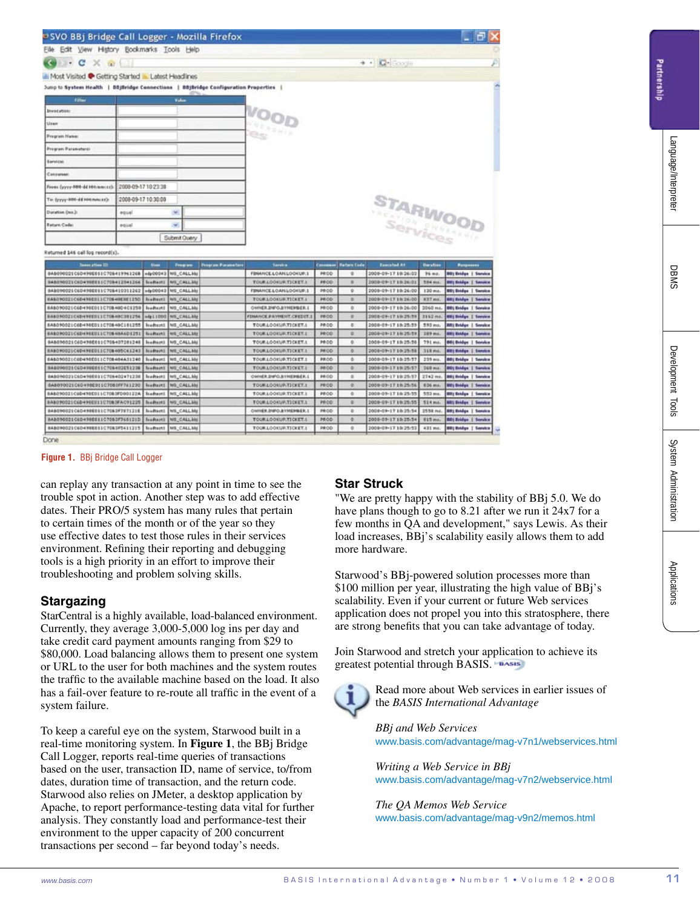Figure 1. BBj Bridge Call Logger

can replay any transaction at any point in time to see the trouble spot in action. Another step was to add effective dates. Their PRO/5 system has many rules that pertain to certain times of the month or of the year so they use effective dates to test those rules in their services environment. Refining their reporting and debugging tools is a high priority in an effort to improve their troubleshooting and problem solving skills.

## Stargazing

StarCentral is a highly available, load-balanced environment. Currently, they average 3,000-5,000 log ins per day and take credit card payment amounts ranging from $29 to $80,000. Load balancing allows them to present one system or URL to the user for both machines and the system routes the traffic to the available machine based on the load. It also has a fail-over feature to re-route all traffic in the event of a system failure.

To keep a careful eye on the system, Starwood built in a real-time monitoring system. In **Figure 1**, the BBj Bridge Call Logger, reports real-time queries of transactions based on the user, transaction ID, name of service, to/from dates, duration time of transaction, and the return code. Starwood also relies on JMeter, a desktop application by Apache, to report performance-testing data vital for further analysis. They constantly load and performance-test their environment to the upper capacity of 200 concurrent transactions per second – far beyond today's needs.

## Star Struck

"We are pretty happy with the stability of BBj 5.0. We do have plans though to go to 8.21 after we run it 24x7 for a few months in QA and development," says Lewis. As their load increases, BBj's scalability easily allows them to add more hardware.

Starwood's BBj-powered solution processes more than $100 million per year, illustrating the high value of BBj's scalability. Even if your current or future Web services application does not propel you into this stratosphere, there are strong benefits that you can take advantage of today.

Join Starwood and stretch your application to achieve its greatest potential through BASIS.

Read more about Web services in earlier issues of the *BASIS International Advantage*

*BBj and Web Services*
www.basis.com/advantage/mag-v7n1/webservices.html

*Writing a Web Service in BBj*
www.basis.com/advantage/mag-v7n2/webservice.html

*The QA Memos Web Service*
www.basis.com/advantage/mag-v9n2/memos.html